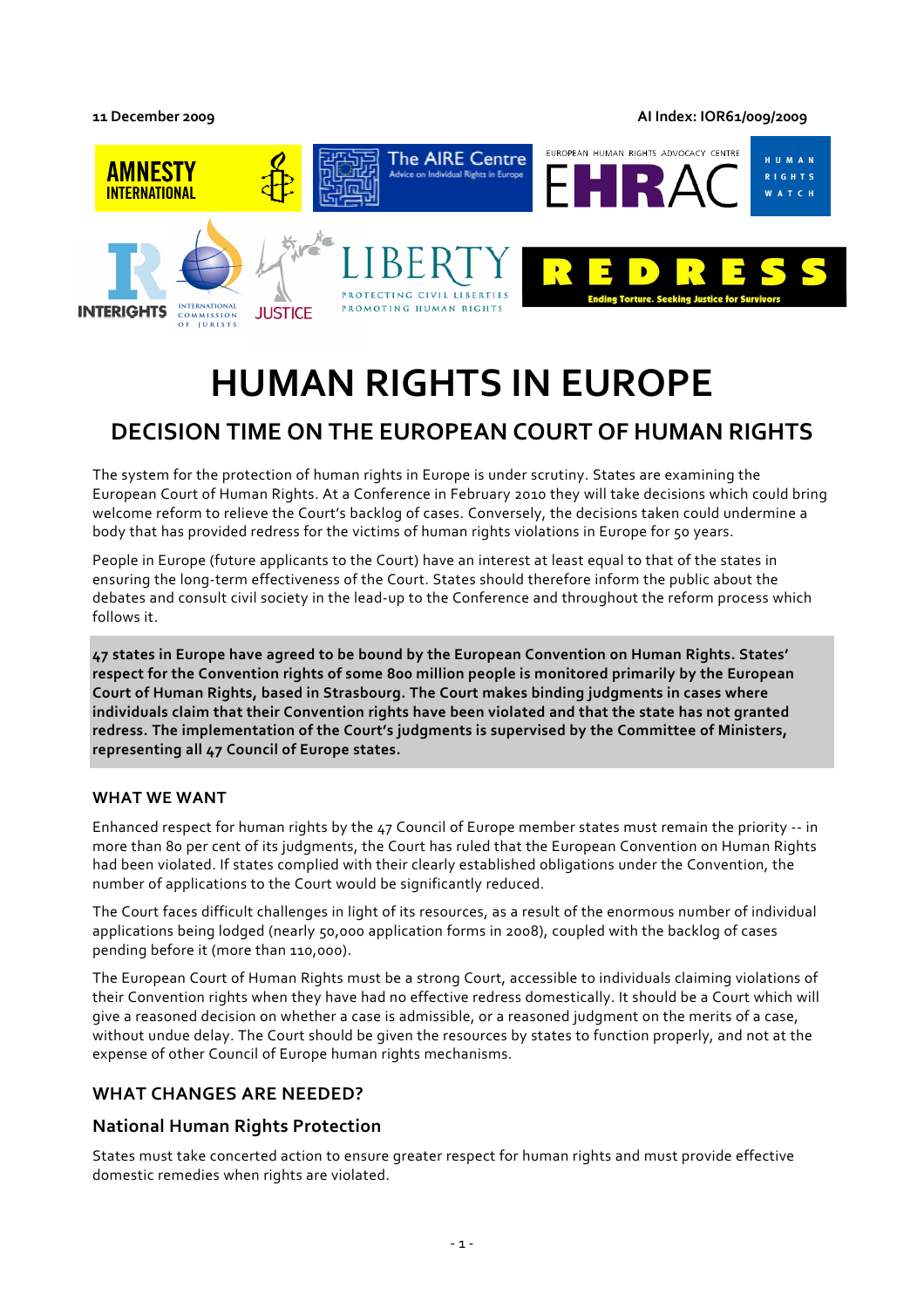11 December 2009

AI Index: IOR61/009/2009

AMNESTY INTERNATIONAL | The AIRE Centre – Advice on Individual Rights in Europe | EUROPEAN HUMAN RIGHTS ADVOCACY CENTRE – EHRAC | HUMAN RIGHTS WATCH | INTERIGHTS | INTERNATIONAL COMMISSION OF JURISTS | JUSTICE | LIBERTY – PROTECTING CIVIL LIBERTIES PROMOTING HUMAN RIGHTS | REDRESS – Ending Torture. Seeking Justice for Survivors

# HUMAN RIGHTS IN EUROPE

## DECISION TIME ON THE EUROPEAN COURT OF HUMAN RIGHTS

The system for the protection of human rights in Europe is under scrutiny. States are examining the European Court of Human Rights. At a Conference in February 2010 they will take decisions which could bring welcome reform to relieve the Court's backlog of cases. Conversely, the decisions taken could undermine a body that has provided redress for the victims of human rights violations in Europe for 50 years.

People in Europe (future applicants to the Court) have an interest at least equal to that of the states in ensuring the long-term effectiveness of the Court. States should therefore inform the public about the debates and consult civil society in the lead-up to the Conference and throughout the reform process which follows it.

**47 states in Europe have agreed to be bound by the European Convention on Human Rights. States' respect for the Convention rights of some 800 million people is monitored primarily by the European Court of Human Rights, based in Strasbourg. The Court makes binding judgments in cases where individuals claim that their Convention rights have been violated and that the state has not granted redress. The implementation of the Court's judgments is supervised by the Committee of Ministers, representing all 47 Council of Europe states.**

### WHAT WE WANT

Enhanced respect for human rights by the 47 Council of Europe member states must remain the priority -- in more than 80 per cent of its judgments, the Court has ruled that the European Convention on Human Rights had been violated. If states complied with their clearly established obligations under the Convention, the number of applications to the Court would be significantly reduced.

The Court faces difficult challenges in light of its resources, as a result of the enormous number of individual applications being lodged (nearly 50,000 application forms in 2008), coupled with the backlog of cases pending before it (more than 110,000).

The European Court of Human Rights must be a strong Court, accessible to individuals claiming violations of their Convention rights when they have had no effective redress domestically. It should be a Court which will give a reasoned decision on whether a case is admissible, or a reasoned judgment on the merits of a case, without undue delay. The Court should be given the resources by states to function properly, and not at the expense of other Council of Europe human rights mechanisms.

### WHAT CHANGES ARE NEEDED?

### National Human Rights Protection

States must take concerted action to ensure greater respect for human rights and must provide effective domestic remedies when rights are violated.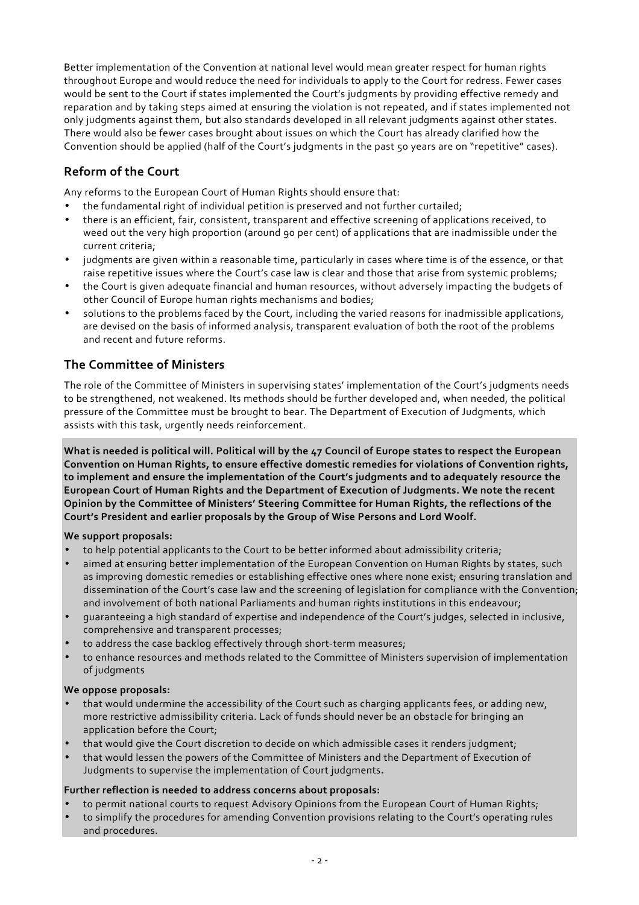Better implementation of the Convention at national level would mean greater respect for human rights throughout Europe and would reduce the need for individuals to apply to the Court for redress. Fewer cases would be sent to the Court if states implemented the Court's judgments by providing effective remedy and reparation and by taking steps aimed at ensuring the violation is not repeated, and if states implemented not only judgments against them, but also standards developed in all relevant judgments against other states. There would also be fewer cases brought about issues on which the Court has already clarified how the Convention should be applied (half of the Court's judgments in the past 50 years are on "repetitive" cases).

## Reform of the Court

Any reforms to the European Court of Human Rights should ensure that:

- the fundamental right of individual petition is preserved and not further curtailed;
- there is an efficient, fair, consistent, transparent and effective screening of applications received, to weed out the very high proportion (around 90 per cent) of applications that are inadmissible under the current criteria;
- judgments are given within a reasonable time, particularly in cases where time is of the essence, or that raise repetitive issues where the Court's case law is clear and those that arise from systemic problems;
- the Court is given adequate financial and human resources, without adversely impacting the budgets of other Council of Europe human rights mechanisms and bodies;
- solutions to the problems faced by the Court, including the varied reasons for inadmissible applications, are devised on the basis of informed analysis, transparent evaluation of both the root of the problems and recent and future reforms.

## The Committee of Ministers

The role of the Committee of Ministers in supervising states' implementation of the Court's judgments needs to be strengthened, not weakened. Its methods should be further developed and, when needed, the political pressure of the Committee must be brought to bear. The Department of Execution of Judgments, which assists with this task, urgently needs reinforcement.

**What is needed is political will. Political will by the 47 Council of Europe states to respect the European Convention on Human Rights, to ensure effective domestic remedies for violations of Convention rights, to implement and ensure the implementation of the Court's judgments and to adequately resource the European Court of Human Rights and the Department of Execution of Judgments. We note the recent Opinion by the Committee of Ministers' Steering Committee for Human Rights, the reflections of the Court's President and earlier proposals by the Group of Wise Persons and Lord Woolf.**

**We support proposals:**

- to help potential applicants to the Court to be better informed about admissibility criteria;
- aimed at ensuring better implementation of the European Convention on Human Rights by states, such as improving domestic remedies or establishing effective ones where none exist; ensuring translation and dissemination of the Court's case law and the screening of legislation for compliance with the Convention; and involvement of both national Parliaments and human rights institutions in this endeavour;
- guaranteeing a high standard of expertise and independence of the Court's judges, selected in inclusive, comprehensive and transparent processes;
- to address the case backlog effectively through short-term measures;
- to enhance resources and methods related to the Committee of Ministers supervision of implementation of judgments

**We oppose proposals:**

- that would undermine the accessibility of the Court such as charging applicants fees, or adding new, more restrictive admissibility criteria. Lack of funds should never be an obstacle for bringing an application before the Court;
- that would give the Court discretion to decide on which admissible cases it renders judgment;
- that would lessen the powers of the Committee of Ministers and the Department of Execution of Judgments to supervise the implementation of Court judgments**.**

**Further reflection is needed to address concerns about proposals:**

- to permit national courts to request Advisory Opinions from the European Court of Human Rights;
- to simplify the procedures for amending Convention provisions relating to the Court's operating rules and procedures.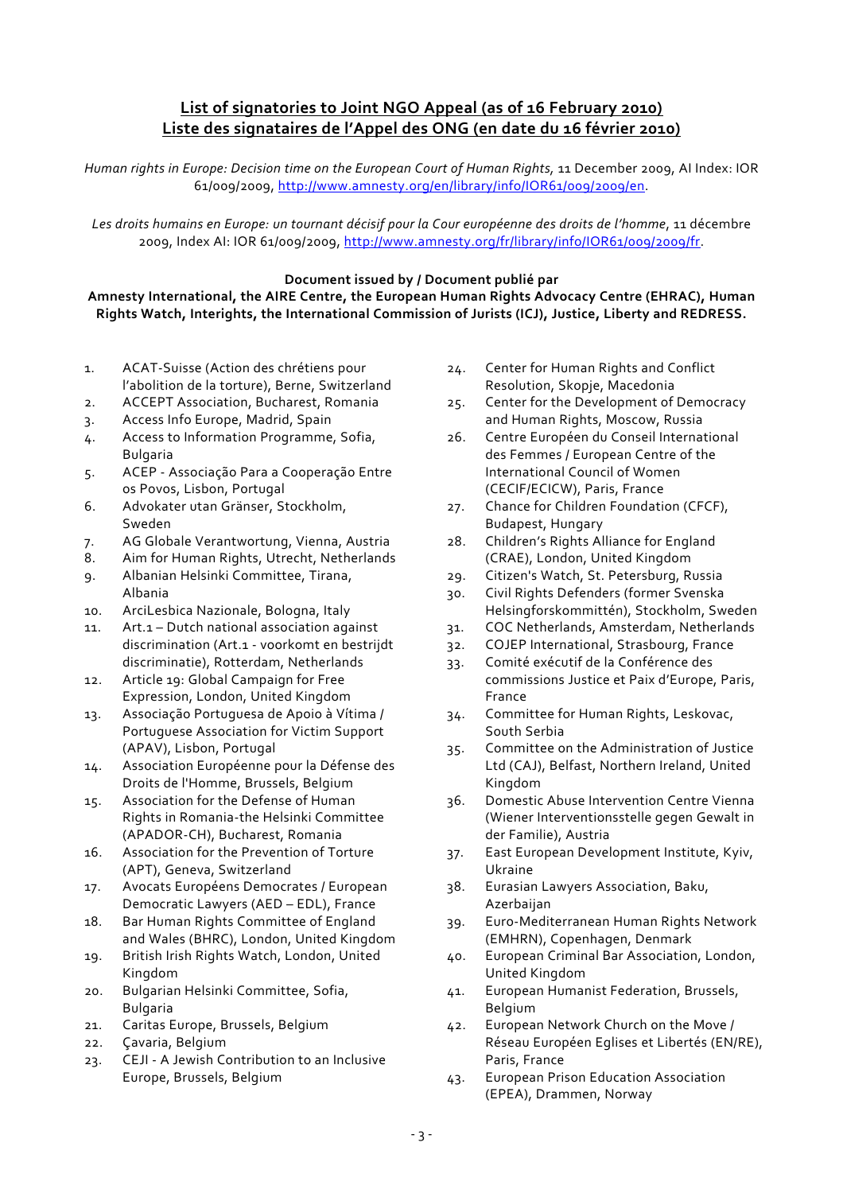## List of signatories to Joint NGO Appeal (as of 16 February 2010)
## Liste des signataires de l'Appel des ONG (en date du 16 février 2010)

*Human rights in Europe: Decision time on the European Court of Human Rights*, 11 December 2009, AI Index: IOR 61/009/2009, http://www.amnesty.org/en/library/info/IOR61/009/2009/en.

*Les droits humains en Europe: un tournant décisif pour la Cour européenne des droits de l'homme*, 11 décembre 2009, Index AI: IOR 61/009/2009, http://www.amnesty.org/fr/library/info/IOR61/009/2009/fr.

**Document issued by / Document publié par**
**Amnesty International, the AIRE Centre, the European Human Rights Advocacy Centre (EHRAC), Human Rights Watch, Interights, the International Commission of Jurists (ICJ), Justice, Liberty and REDRESS.**

1. ACAT-Suisse (Action des chrétiens pour l'abolition de la torture), Berne, Switzerland
2. ACCEPT Association, Bucharest, Romania
3. Access Info Europe, Madrid, Spain
4. Access to Information Programme, Sofia, Bulgaria
5. ACEP - Associação Para a Cooperação Entre os Povos, Lisbon, Portugal
6. Advokater utan Gränser, Stockholm, Sweden
7. AG Globale Verantwortung, Vienna, Austria
8. Aim for Human Rights, Utrecht, Netherlands
9. Albanian Helsinki Committee, Tirana, Albania
10. ArciLesbica Nazionale, Bologna, Italy
11. Art.1 – Dutch national association against discrimination (Art.1 - voorkomt en bestrijdt discriminatie), Rotterdam, Netherlands
12. Article 19: Global Campaign for Free Expression, London, United Kingdom
13. Associação Portuguesa de Apoio à Vítima / Portuguese Association for Victim Support (APAV), Lisbon, Portugal
14. Association Européenne pour la Défense des Droits de l'Homme, Brussels, Belgium
15. Association for the Defense of Human Rights in Romania-the Helsinki Committee (APADOR-CH), Bucharest, Romania
16. Association for the Prevention of Torture (APT), Geneva, Switzerland
17. Avocats Européens Democrates / European Democratic Lawyers (AED – EDL), France
18. Bar Human Rights Committee of England and Wales (BHRC), London, United Kingdom
19. British Irish Rights Watch, London, United Kingdom
20. Bulgarian Helsinki Committee, Sofia, Bulgaria
21. Caritas Europe, Brussels, Belgium
22. Çavaria, Belgium
23. CEJI - A Jewish Contribution to an Inclusive Europe, Brussels, Belgium
24. Center for Human Rights and Conflict Resolution, Skopje, Macedonia
25. Center for the Development of Democracy and Human Rights, Moscow, Russia
26. Centre Européen du Conseil International des Femmes / European Centre of the International Council of Women (CECIF/ECICW), Paris, France
27. Chance for Children Foundation (CFCF), Budapest, Hungary
28. Children's Rights Alliance for England (CRAE), London, United Kingdom
29. Citizen's Watch, St. Petersburg, Russia
30. Civil Rights Defenders (former Svenska Helsingforskommittén), Stockholm, Sweden
31. COC Netherlands, Amsterdam, Netherlands
32. COJEP International, Strasbourg, France
33. Comité exécutif de la Conférence des commissions Justice et Paix d'Europe, Paris, France
34. Committee for Human Rights, Leskovac, South Serbia
35. Committee on the Administration of Justice Ltd (CAJ), Belfast, Northern Ireland, United Kingdom
36. Domestic Abuse Intervention Centre Vienna (Wiener Interventionsstelle gegen Gewalt in der Familie), Austria
37. East European Development Institute, Kyiv, Ukraine
38. Eurasian Lawyers Association, Baku, Azerbaijan
39. Euro-Mediterranean Human Rights Network (EMHRN), Copenhagen, Denmark
40. European Criminal Bar Association, London, United Kingdom
41. European Humanist Federation, Brussels, Belgium
42. European Network Church on the Move / Réseau Européen Eglises et Libertés (EN/RE), Paris, France
43. European Prison Education Association (EPEA), Drammen, Norway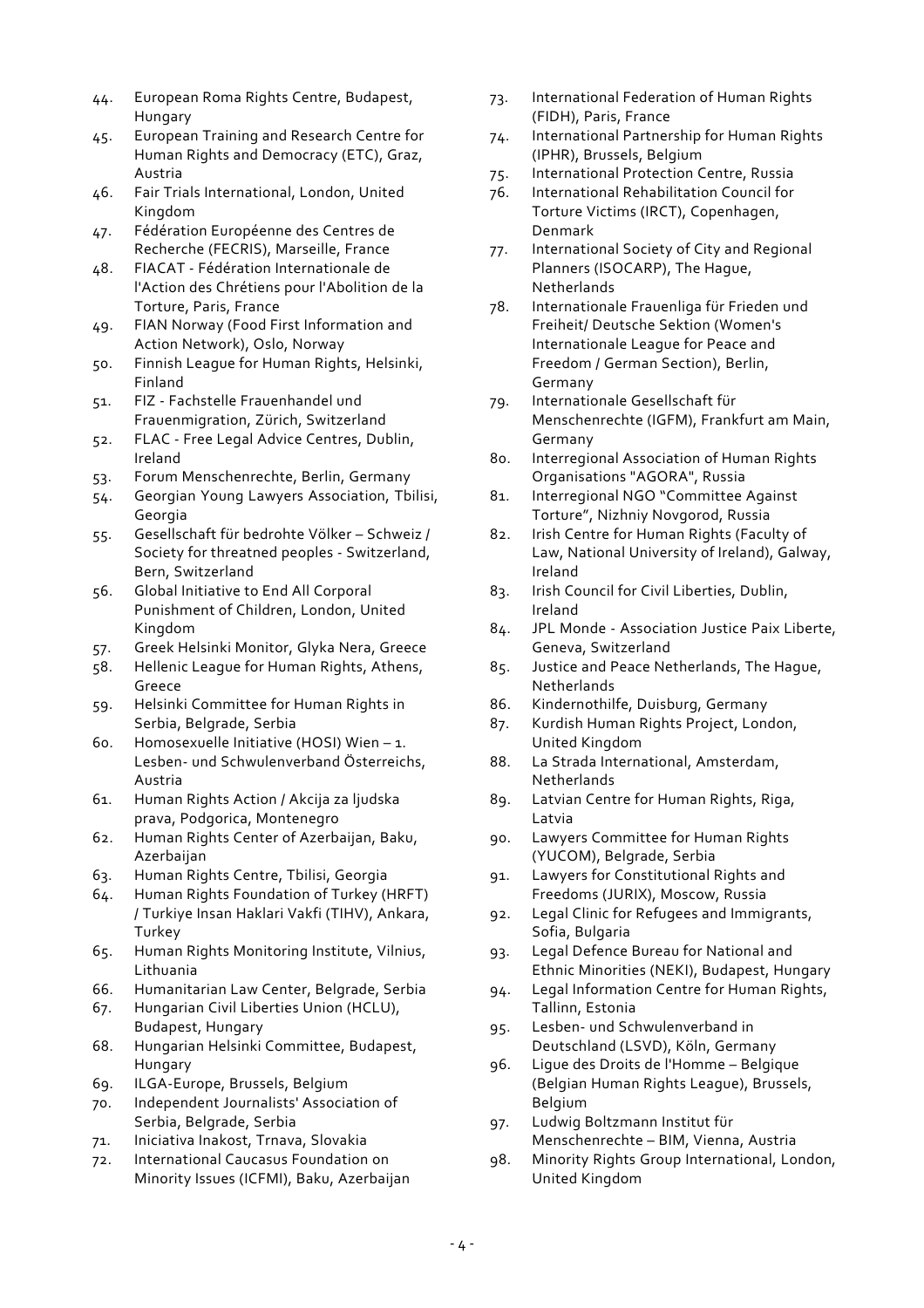44. European Roma Rights Centre, Budapest, Hungary
45. European Training and Research Centre for Human Rights and Democracy (ETC), Graz, Austria
46. Fair Trials International, London, United Kingdom
47. Fédération Européenne des Centres de Recherche (FECRIS), Marseille, France
48. FIACAT - Fédération Internationale de l'Action des Chrétiens pour l'Abolition de la Torture, Paris, France
49. FIAN Norway (Food First Information and Action Network), Oslo, Norway
50. Finnish League for Human Rights, Helsinki, Finland
51. FIZ - Fachstelle Frauenhandel und Frauenmigration, Zürich, Switzerland
52. FLAC - Free Legal Advice Centres, Dublin, Ireland
53. Forum Menschenrechte, Berlin, Germany
54. Georgian Young Lawyers Association, Tbilisi, Georgia
55. Gesellschaft für bedrohte Völker – Schweiz / Society for threatned peoples - Switzerland, Bern, Switzerland
56. Global Initiative to End All Corporal Punishment of Children, London, United Kingdom
57. Greek Helsinki Monitor, Glyka Nera, Greece
58. Hellenic League for Human Rights, Athens, Greece
59. Helsinki Committee for Human Rights in Serbia, Belgrade, Serbia
60. Homosexuelle Initiative (HOSI) Wien – 1. Lesben- und Schwulenverband Österreichs, Austria
61. Human Rights Action / Akcija za ljudska prava, Podgorica, Montenegro
62. Human Rights Center of Azerbaijan, Baku, Azerbaijan
63. Human Rights Centre, Tbilisi, Georgia
64. Human Rights Foundation of Turkey (HRFT) / Turkiye Insan Haklari Vakfi (TIHV), Ankara, Turkey
65. Human Rights Monitoring Institute, Vilnius, Lithuania
66. Humanitarian Law Center, Belgrade, Serbia
67. Hungarian Civil Liberties Union (HCLU), Budapest, Hungary
68. Hungarian Helsinki Committee, Budapest, Hungary
69. ILGA-Europe, Brussels, Belgium
70. Independent Journalists' Association of Serbia, Belgrade, Serbia
71. Iniciativa Inakost, Trnava, Slovakia
72. International Caucasus Foundation on Minority Issues (ICFMI), Baku, Azerbaijan
73. International Federation of Human Rights (FIDH), Paris, France
74. International Partnership for Human Rights (IPHR), Brussels, Belgium
75. International Protection Centre, Russia
76. International Rehabilitation Council for Torture Victims (IRCT), Copenhagen, Denmark
77. International Society of City and Regional Planners (ISOCARP), The Hague, Netherlands
78. Internationale Frauenliga für Frieden und Freiheit/ Deutsche Sektion (Women's Internationale League for Peace and Freedom / German Section), Berlin, Germany
79. Internationale Gesellschaft für Menschenrechte (IGFM), Frankfurt am Main, Germany
80. Interregional Association of Human Rights Organisations "AGORA", Russia
81. Interregional NGO "Committee Against Torture", Nizhniy Novgorod, Russia
82. Irish Centre for Human Rights (Faculty of Law, National University of Ireland), Galway, Ireland
83. Irish Council for Civil Liberties, Dublin, Ireland
84. JPL Monde - Association Justice Paix Liberte, Geneva, Switzerland
85. Justice and Peace Netherlands, The Hague, Netherlands
86. Kindernothilfe, Duisburg, Germany
87. Kurdish Human Rights Project, London, United Kingdom
88. La Strada International, Amsterdam, Netherlands
89. Latvian Centre for Human Rights, Riga, Latvia
90. Lawyers Committee for Human Rights (YUCOM), Belgrade, Serbia
91. Lawyers for Constitutional Rights and Freedoms (JURIX), Moscow, Russia
92. Legal Clinic for Refugees and Immigrants, Sofia, Bulgaria
93. Legal Defence Bureau for National and Ethnic Minorities (NEKI), Budapest, Hungary
94. Legal Information Centre for Human Rights, Tallinn, Estonia
95. Lesben- und Schwulenverband in Deutschland (LSVD), Köln, Germany
96. Ligue des Droits de l'Homme – Belgique (Belgian Human Rights League), Brussels, Belgium
97. Ludwig Boltzmann Institut für Menschenrechte – BIM, Vienna, Austria
98. Minority Rights Group International, London, United Kingdom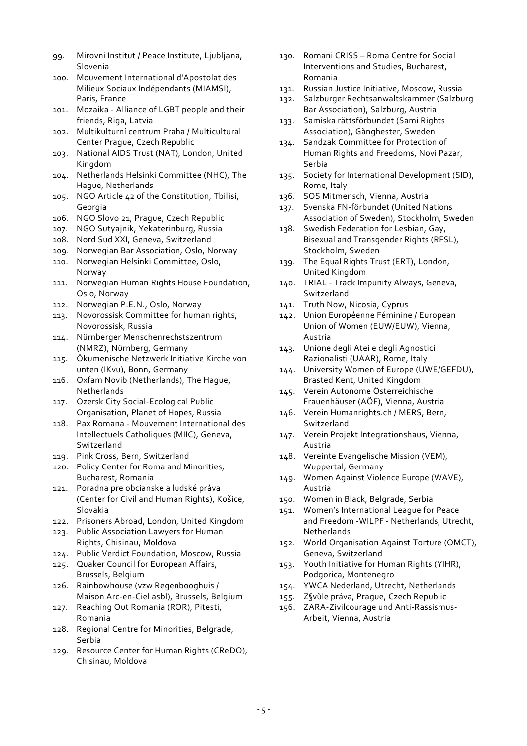99. Mirovni Institut / Peace Institute, Ljubljana, Slovenia
100. Mouvement International d'Apostolat des Milieux Sociaux Indépendants (MIAMSI), Paris, France
101. Mozaika - Alliance of LGBT people and their friends, Riga, Latvia
102. Multikulturní centrum Praha / Multicultural Center Prague, Czech Republic
103. National AIDS Trust (NAT), London, United Kingdom
104. Netherlands Helsinki Committee (NHC), The Hague, Netherlands
105. NGO Article 42 of the Constitution, Tbilisi, Georgia
106. NGO Slovo 21, Prague, Czech Republic
107. NGO Sutyajnik, Yekaterinburg, Russia
108. Nord Sud XXI, Geneva, Switzerland
109. Norwegian Bar Association, Oslo, Norway
110. Norwegian Helsinki Committee, Oslo, Norway
111. Norwegian Human Rights House Foundation, Oslo, Norway
112. Norwegian P.E.N., Oslo, Norway
113. Novorossisk Committee for human rights, Novorossisk, Russia
114. Nürnberger Menschenrechstszentrum (NMRZ), Nürnberg, Germany
115. Ökumenische Netzwerk Initiative Kirche von unten (IKvu), Bonn, Germany
116. Oxfam Novib (Netherlands), The Hague, Netherlands
117. Ozersk City Social-Ecological Public Organisation, Planet of Hopes, Russia
118. Pax Romana - Mouvement International des Intellectuels Catholiques (MIIC), Geneva, Switzerland
119. Pink Cross, Bern, Switzerland
120. Policy Center for Roma and Minorities, Bucharest, Romania
121. Poradna pre obcianske a ludské práva (Center for Civil and Human Rights), Košice, Slovakia
122. Prisoners Abroad, London, United Kingdom
123. Public Association Lawyers for Human Rights, Chisinau, Moldova
124. Public Verdict Foundation, Moscow, Russia
125. Quaker Council for European Affairs, Brussels, Belgium
126. Rainbowhouse (vzw Regenbooghuis / Maison Arc-en-Ciel asbl), Brussels, Belgium
127. Reaching Out Romania (ROR), Pitesti, Romania
128. Regional Centre for Minorities, Belgrade, Serbia
129. Resource Center for Human Rights (CReDO), Chisinau, Moldova
130. Romani CRISS – Roma Centre for Social Interventions and Studies, Bucharest, Romania
131. Russian Justice Initiative, Moscow, Russia
132. Salzburger Rechtsanwaltskammer (Salzburg Bar Association), Salzburg, Austria
133. Samiska rättsförbundet (Sami Rights Association), Gånghester, Sweden
134. Sandzak Committee for Protection of Human Rights and Freedoms, Novi Pazar, Serbia
135. Society for International Development (SID), Rome, Italy
136. SOS Mitmensch, Vienna, Austria
137. Svenska FN-förbundet (United Nations Association of Sweden), Stockholm, Sweden
138. Swedish Federation for Lesbian, Gay, Bisexual and Transgender Rights (RFSL), Stockholm, Sweden
139. The Equal Rights Trust (ERT), London, United Kingdom
140. TRIAL - Track Impunity Always, Geneva, Switzerland
141. Truth Now, Nicosia, Cyprus
142. Union Européenne Féminine / European Union of Women (EUW/EUW), Vienna, Austria
143. Unione degli Atei e degli Agnostici Razionalisti (UAAR), Rome, Italy
144. University Women of Europe (UWE/GEFDU), Brasted Kent, United Kingdom
145. Verein Autonome Österreichische Frauenhäuser (AÖF), Vienna, Austria
146. Verein Humanrights.ch / MERS, Bern, Switzerland
147. Verein Projekt Integrationshaus, Vienna, Austria
148. Vereinte Evangelische Mission (VEM), Wuppertal, Germany
149. Women Against Violence Europe (WAVE), Austria
150. Women in Black, Belgrade, Serbia
151. Women's International League for Peace and Freedom -WILPF - Netherlands, Utrecht, Netherlands
152. World Organisation Against Torture (OMCT), Geneva, Switzerland
153. Youth Initiative for Human Rights (YIHR), Podgorica, Montenegro
154. YWCA Nederland, Utrecht, Netherlands
155. Z§vůle práva, Prague, Czech Republic
156. ZARA-Zivilcourage und Anti-Rassismus-Arbeit, Vienna, Austria